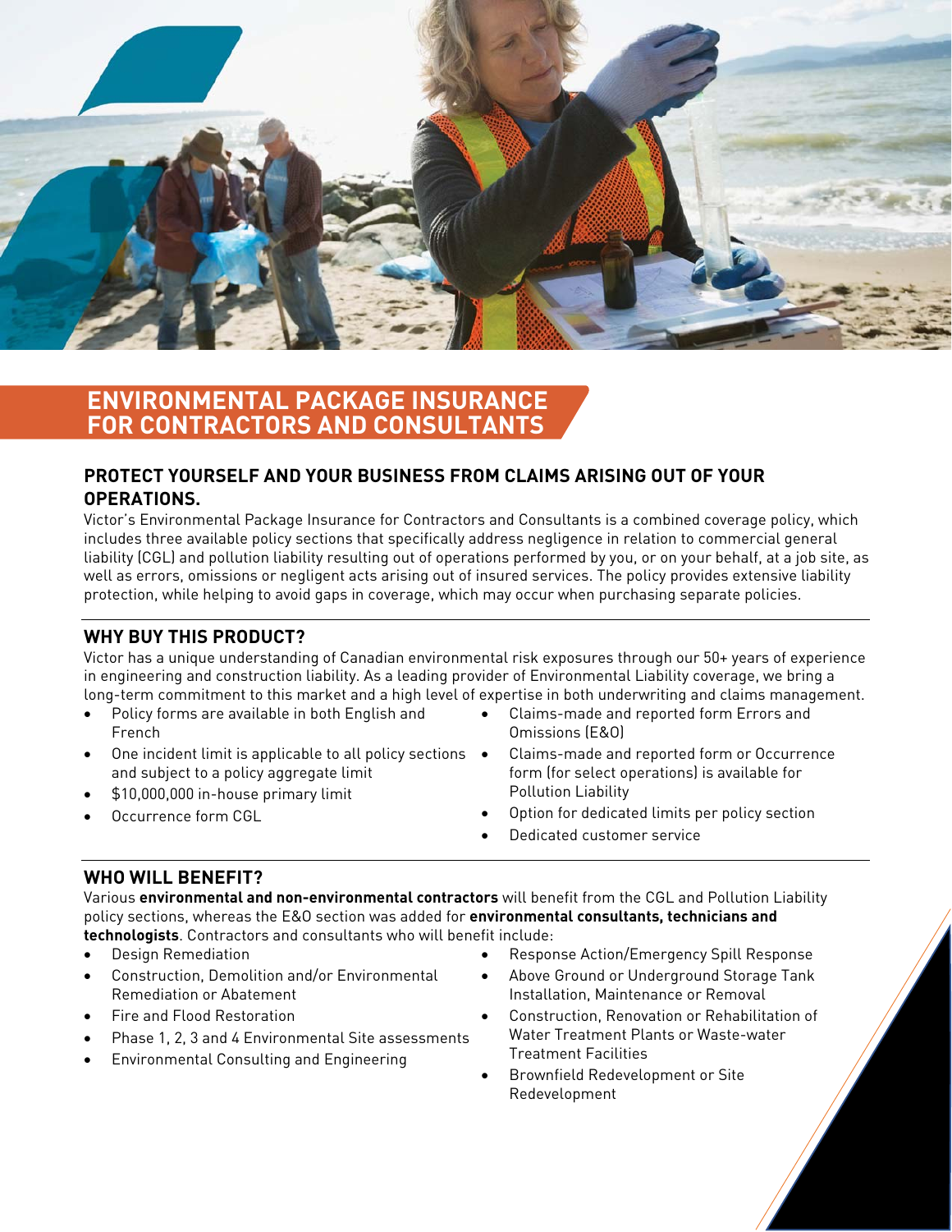# ENVIRONMENTAL PACKAGE INSURANCE FOR CONTRACTORS AND CONSULTANTS

## PROTECT YOURSELF AND YOUR BUSINESS FROM CLAIMS ARISING OUT OF YOUR OPERATIONS.

Victor's Environmental Package Insurance for Contractors and Consultants is a combined coverage policy, which includes three available policy sections that specifically address negligence in relation to commercial general liability (CGL) and pollution liability resulting out of operations performed by you, or on your behalf, at a job site, as well as errors, omissions or negligent acts arising out of insured services. The policy provides extensive liability protection, while helping to avoid gaps in coverage, which may occur when purchasing separate policies.

## WHY BUY THIS PRODUCT?

Victor has a unique understanding of Canadian environmental risk exposures through our 50+ years of experience in engineering and construction liability. As a leading provider of Environmental Liability coverage, we bring a long-term commitment to this market and a high level of expertise in both underwriting and claims management.

- Policy forms are available in both English and French
- One incident limit is applicable to all policy sections and subject to a policy aggregate limit
- $10,000,000 in-house primary limit
- Occurrence form CGL
- Claims-made and reported form Errors and Omissions (E&O)
- Claims-made and reported form or Occurrence form (for select operations) is available for Pollution Liability
- Option for dedicated limits per policy section
- Dedicated customer service

## WHO WILL BENEFIT?

Various **environmental and non-environmental contractors** will benefit from the CGL and Pollution Liability policy sections, whereas the E&O section was added for **environmental consultants, technicians and technologists**. Contractors and consultants who will benefit include:

- Design Remediation
- Construction, Demolition and/or Environmental Remediation or Abatement
- Fire and Flood Restoration
- Phase 1, 2, 3 and 4 Environmental Site assessments
- Environmental Consulting and Engineering
- Response Action/Emergency Spill Response
- Above Ground or Underground Storage Tank Installation, Maintenance or Removal
- Construction, Renovation or Rehabilitation of Water Treatment Plants or Waste-water Treatment Facilities
- Brownfield Redevelopment or Site Redevelopment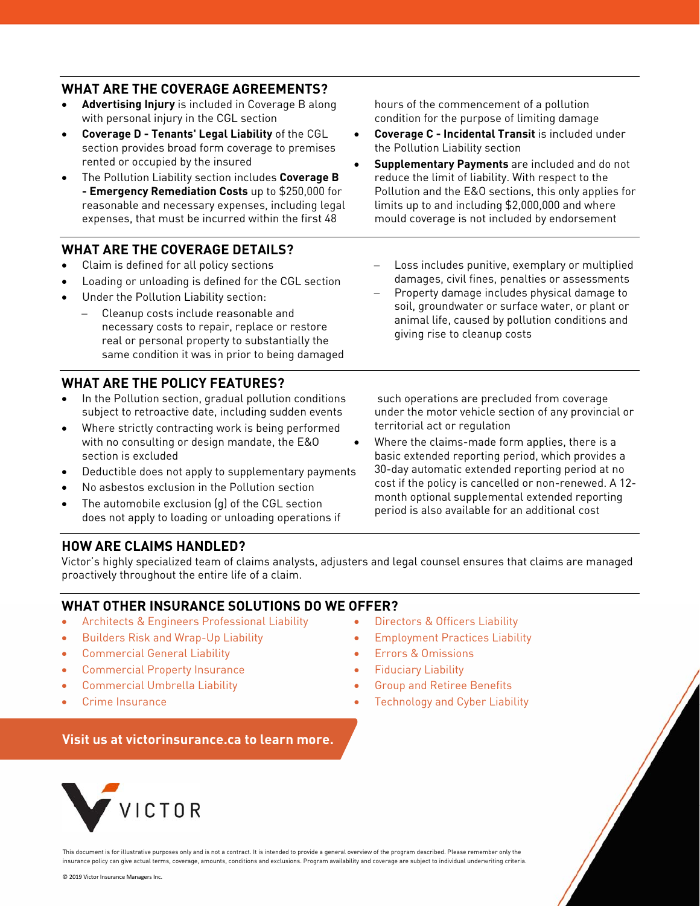## WHAT ARE THE COVERAGE AGREEMENTS?

- **Advertising Injury** is included in Coverage B along with personal injury in the CGL section
- **Coverage D - Tenants' Legal Liability** of the CGL section provides broad form coverage to premises rented or occupied by the insured
- The Pollution Liability section includes **Coverage B - Emergency Remediation Costs** up to $250,000 for reasonable and necessary expenses, including legal expenses, that must be incurred within the first 48 hours of the commencement of a pollution condition for the purpose of limiting damage
- **Coverage C - Incidental Transit** is included under the Pollution Liability section
- **Supplementary Payments** are included and do not reduce the limit of liability. With respect to the Pollution and the E&O sections, this only applies for limits up to and including $2,000,000 and where mould coverage is not included by endorsement

## WHAT ARE THE COVERAGE DETAILS?

- Claim is defined for all policy sections
- Loading or unloading is defined for the CGL section
- Under the Pollution Liability section:
  - Cleanup costs include reasonable and necessary costs to repair, replace or restore real or personal property to substantially the same condition it was in prior to being damaged
  - Loss includes punitive, exemplary or multiplied damages, civil fines, penalties or assessments
  - Property damage includes physical damage to soil, groundwater or surface water, or plant or animal life, caused by pollution conditions and giving rise to cleanup costs

## WHAT ARE THE POLICY FEATURES?

- In the Pollution section, gradual pollution conditions subject to retroactive date, including sudden events
- Where strictly contracting work is being performed with no consulting or design mandate, the E&O section is excluded
- Deductible does not apply to supplementary payments
- No asbestos exclusion in the Pollution section
- The automobile exclusion (g) of the CGL section does not apply to loading or unloading operations if such operations are precluded from coverage under the motor vehicle section of any provincial or territorial act or regulation
- Where the claims-made form applies, there is a basic extended reporting period, which provides a 30-day automatic extended reporting period at no cost if the policy is cancelled or non-renewed. A 12-month optional supplemental extended reporting period is also available for an additional cost

## HOW ARE CLAIMS HANDLED?

Victor's highly specialized team of claims analysts, adjusters and legal counsel ensures that claims are managed proactively throughout the entire life of a claim.

## WHAT OTHER INSURANCE SOLUTIONS DO WE OFFER?

- Architects & Engineers Professional Liability
- Builders Risk and Wrap-Up Liability
- Commercial General Liability
- Commercial Property Insurance
- Commercial Umbrella Liability
- Crime Insurance
- Directors & Officers Liability
- Employment Practices Liability
- Errors & Omissions
- Fiduciary Liability
- Group and Retiree Benefits
- Technology and Cyber Liability

**Visit us at victorinsurance.ca to learn more.**

VICTOR

This document is for illustrative purposes only and is not a contract. It is intended to provide a general overview of the program described. Please remember only the insurance policy can give actual terms, coverage, amounts, conditions and exclusions. Program availability and coverage are subject to individual underwriting criteria.

© 2019 Victor Insurance Managers Inc.